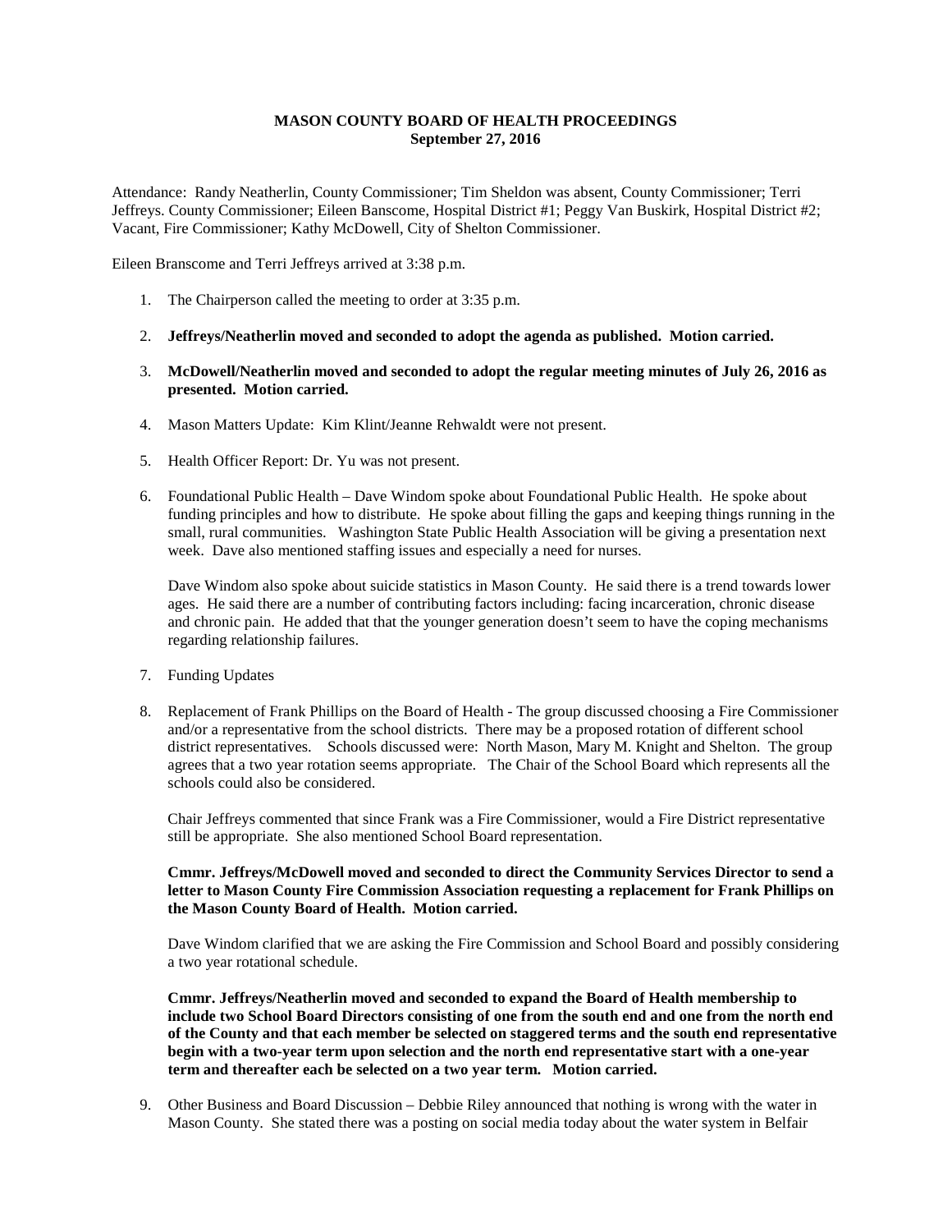**MASON COUNTY BOARD OF HEALTH PROCEEDINGS**
**September 27, 2016**

Attendance: Randy Neatherlin, County Commissioner; Tim Sheldon was absent, County Commissioner; Terri Jeffreys. County Commissioner; Eileen Banscome, Hospital District #1; Peggy Van Buskirk, Hospital District #2; Vacant, Fire Commissioner; Kathy McDowell, City of Shelton Commissioner.

Eileen Branscome and Terri Jeffreys arrived at 3:38 p.m.

1. The Chairperson called the meeting to order at 3:35 p.m.

2. **Jeffreys/Neatherlin moved and seconded to adopt the agenda as published. Motion carried.**

3. **McDowell/Neatherlin moved and seconded to adopt the regular meeting minutes of July 26, 2016 as presented. Motion carried.**

4. Mason Matters Update: Kim Klint/Jeanne Rehwaldt were not present.

5. Health Officer Report: Dr. Yu was not present.

6. Foundational Public Health – Dave Windom spoke about Foundational Public Health. He spoke about funding principles and how to distribute. He spoke about filling the gaps and keeping things running in the small, rural communities. Washington State Public Health Association will be giving a presentation next week. Dave also mentioned staffing issues and especially a need for nurses.

   Dave Windom also spoke about suicide statistics in Mason County. He said there is a trend towards lower ages. He said there are a number of contributing factors including: facing incarceration, chronic disease and chronic pain. He added that that the younger generation doesn't seem to have the coping mechanisms regarding relationship failures.

7. Funding Updates

8. Replacement of Frank Phillips on the Board of Health - The group discussed choosing a Fire Commissioner and/or a representative from the school districts. There may be a proposed rotation of different school district representatives. Schools discussed were: North Mason, Mary M. Knight and Shelton. The group agrees that a two year rotation seems appropriate. The Chair of the School Board which represents all the schools could also be considered.

   Chair Jeffreys commented that since Frank was a Fire Commissioner, would a Fire District representative still be appropriate. She also mentioned School Board representation.

   **Cmmr. Jeffreys/McDowell moved and seconded to direct the Community Services Director to send a letter to Mason County Fire Commission Association requesting a replacement for Frank Phillips on the Mason County Board of Health. Motion carried.**

   Dave Windom clarified that we are asking the Fire Commission and School Board and possibly considering a two year rotational schedule.

   **Cmmr. Jeffreys/Neatherlin moved and seconded to expand the Board of Health membership to include two School Board Directors consisting of one from the south end and one from the north end of the County and that each member be selected on staggered terms and the south end representative begin with a two-year term upon selection and the north end representative start with a one-year term and thereafter each be selected on a two year term. Motion carried.**

9. Other Business and Board Discussion – Debbie Riley announced that nothing is wrong with the water in Mason County. She stated there was a posting on social media today about the water system in Belfair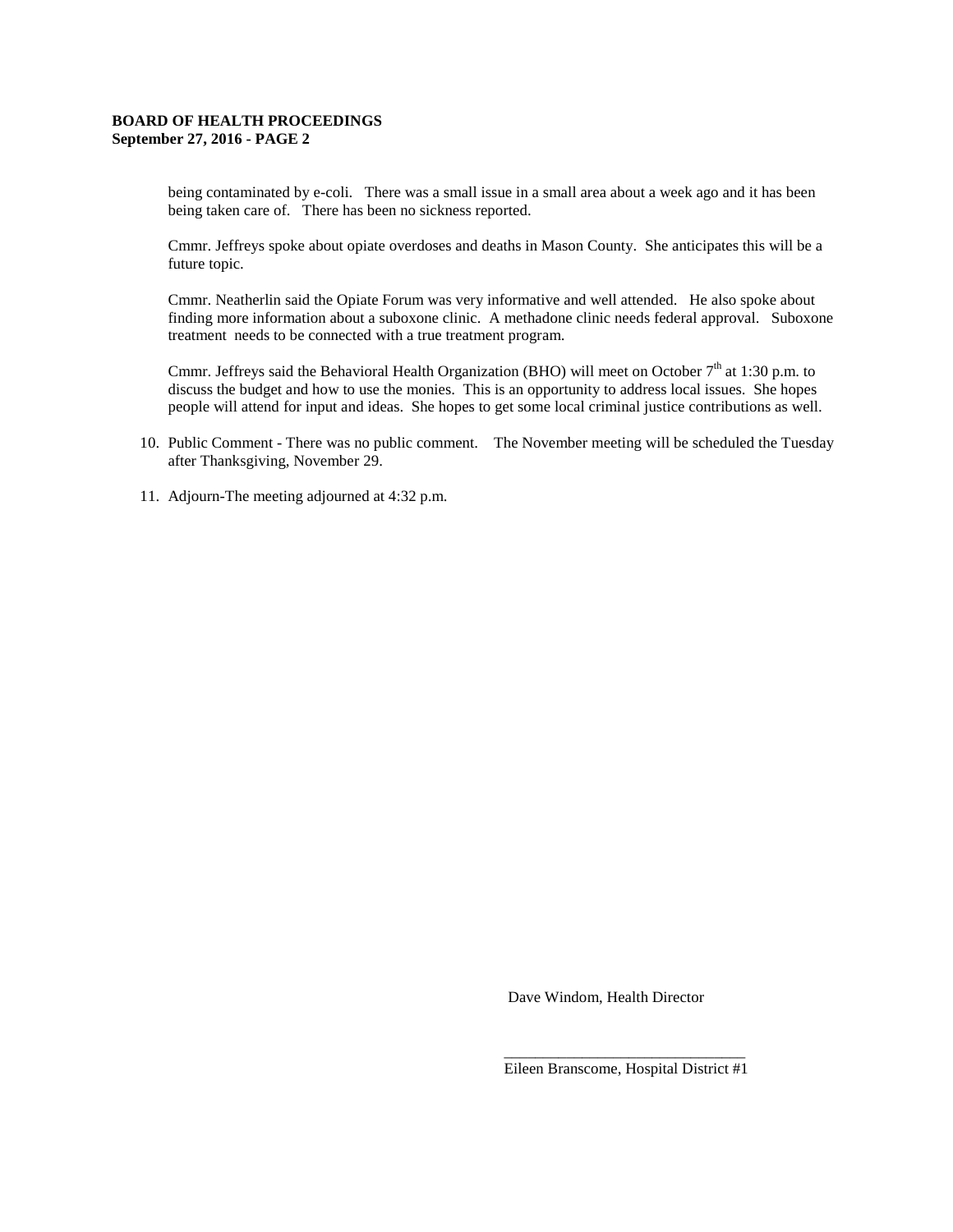being contaminated by e-coli. There was a small issue in a small area about a week ago and it has been being taken care of. There has been no sickness reported.

Cmmr. Jeffreys spoke about opiate overdoses and deaths in Mason County. She anticipates this will be a future topic.

Cmmr. Neatherlin said the Opiate Forum was very informative and well attended. He also spoke about finding more information about a suboxone clinic. A methadone clinic needs federal approval. Suboxone treatment needs to be connected with a true treatment program.

Cmmr. Jeffreys said the Behavioral Health Organization (BHO) will meet on October 7th at 1:30 p.m. to discuss the budget and how to use the monies. This is an opportunity to address local issues. She hopes people will attend for input and ideas. She hopes to get some local criminal justice contributions as well.

10. Public Comment - There was no public comment. The November meeting will be scheduled the Tuesday after Thanksgiving, November 29.

11. Adjourn-The meeting adjourned at 4:32 p.m.

Dave Windom, Health Director

_______________________________

Eileen Branscome, Hospital District #1